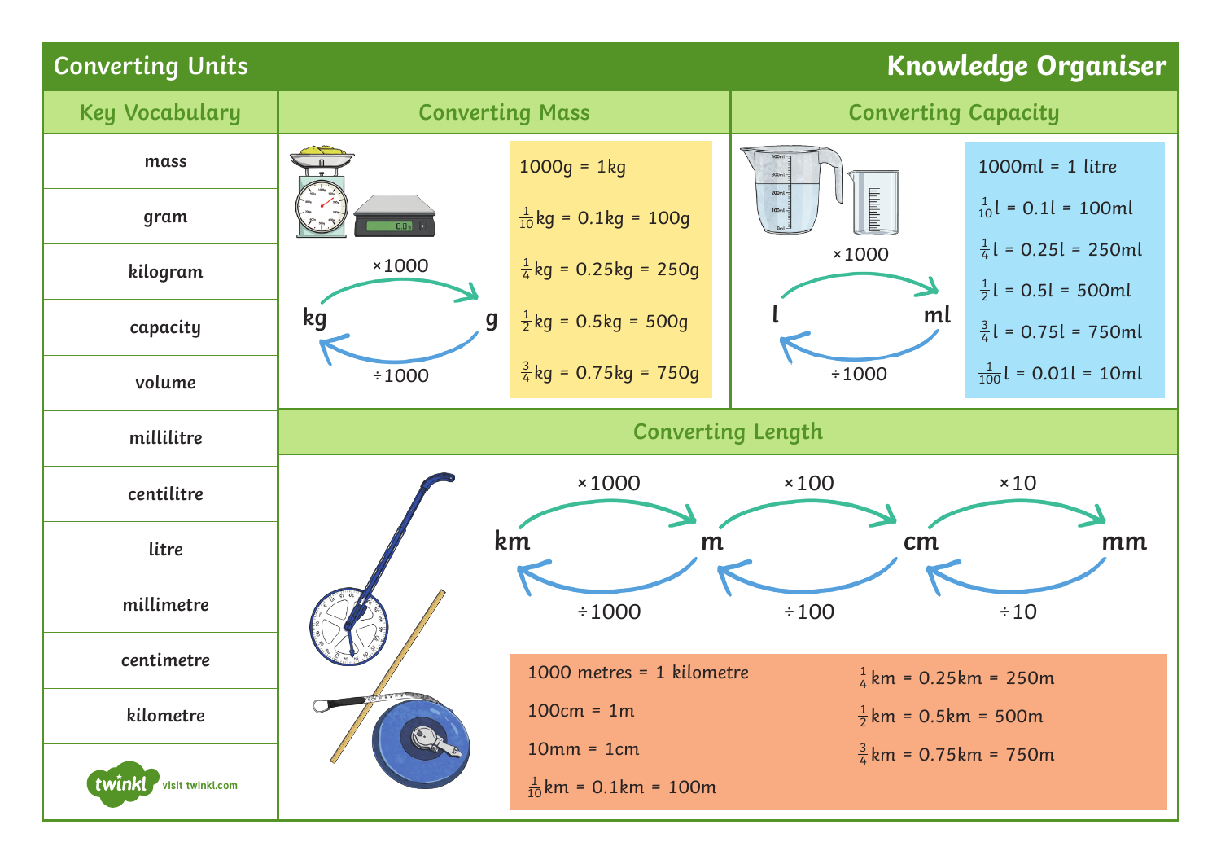# Converting Units — Knowledge Organiser

## Key Vocabulary

- mass
- gram
- kilogram
- capacity
- volume
- millilitre
- centilitre
- litre
- millimetre
- centimetre
- kilometre

## Converting Mass

kg → g: ×1000

g → kg: ÷1000

1000g = 1kg

$\frac{1}{10}$kg = 0.1kg = 100g

$\frac{1}{4}$kg = 0.25kg = 250g

$\frac{1}{2}$kg = 0.5kg = 500g

$\frac{3}{4}$kg = 0.75kg = 750g

## Converting Capacity

l → ml: ×1000

ml → l: ÷1000

1000ml = 1 litre

$\frac{1}{10}$l = 0.1l = 100ml

$\frac{1}{4}$l = 0.25l = 250ml

$\frac{1}{2}$l = 0.5l = 500ml

$\frac{3}{4}$l = 0.75l = 750ml

$\frac{1}{100}$l = 0.01l = 10ml

## Converting Length

km → m: ×1000; m → km: ÷1000

m → cm: ×100; cm → m: ÷100

cm → mm: ×10; mm → cm: ÷10

1000 metres = 1 kilometre

100cm = 1m

10mm = 1cm

$\frac{1}{10}$km = 0.1km = 100m

$\frac{1}{4}$km = 0.25km = 250m

$\frac{1}{2}$km = 0.5km = 500m

$\frac{3}{4}$km = 0.75km = 750m

twinkl visit twinkl.com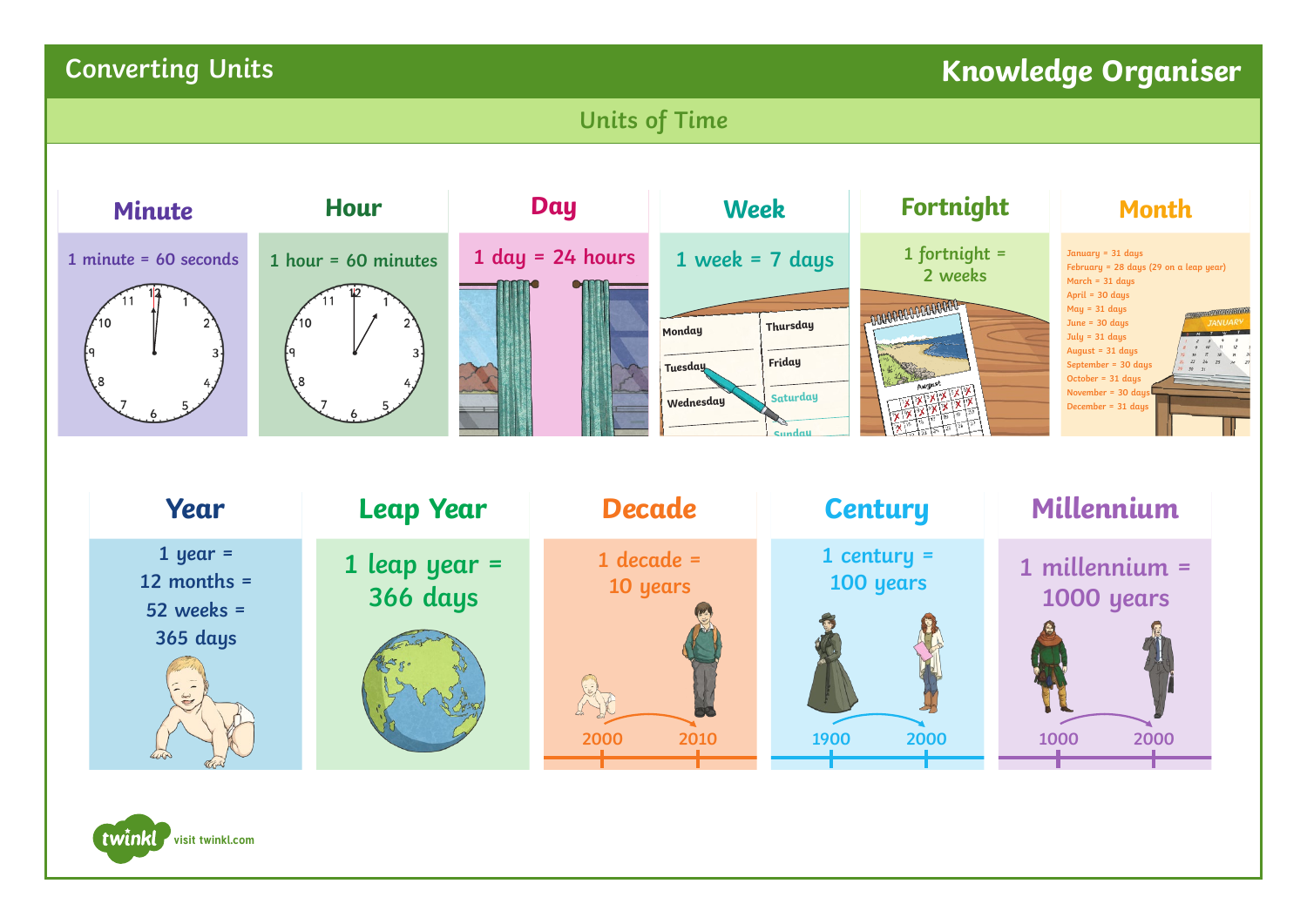# Converting Units

## Knowledge Organiser

### Units of Time

### Minute

1 minute = 60 seconds

### Hour

1 hour = 60 minutes

### Day

1 day = 24 hours

### Week

1 week = 7 days

Monday
Tuesday
Wednesday
Thursday
Friday
Saturday
Sunday

### Fortnight

1 fortnight = 2 weeks

August

### Month

January = 31 days
February = 28 days (29 on a leap year)
March = 31 days
April = 30 days
May = 31 days
June = 30 days
July = 31 days
August = 31 days
September = 30 days
October = 31 days
November = 30 days
December = 31 days

JANUARY

### Year

1 year = 12 months = 52 weeks = 365 days

### Leap Year

1 leap year = 366 days

### Decade

1 decade = 10 years

2000
2010

### Century

1 century = 100 years

1900
2000

### Millennium

1 millennium = 1000 years

1000
2000

visit twinkl.com